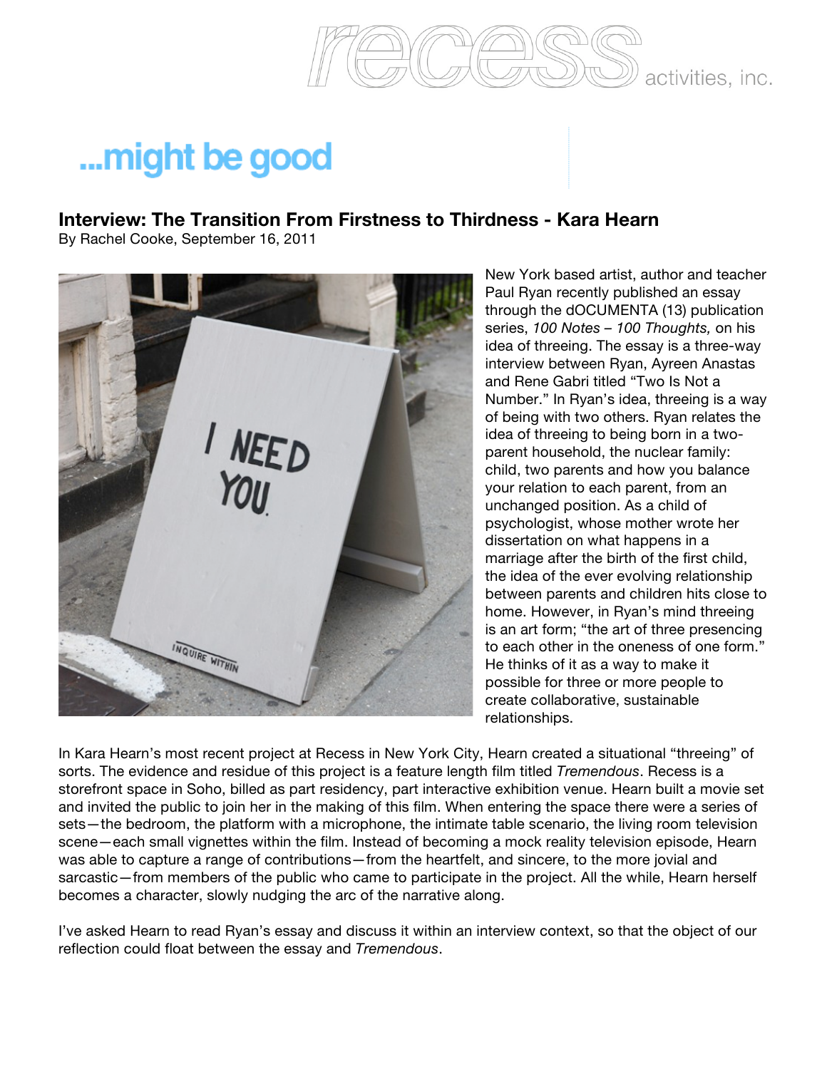recess activities, inc.

...might be good

## Interview: The Transition From Firstness to Thirdness - Kara Hearn

By Rachel Cooke, September 16, 2011

New York based artist, author and teacher Paul Ryan recently published an essay through the dOCUMENTA (13) publication series, *100 Notes – 100 Thoughts,* on his idea of threeing. The essay is a three-way interview between Ryan, Ayreen Anastas and Rene Gabri titled "Two Is Not a Number." In Ryan's idea, threeing is a way of being with two others. Ryan relates the idea of threeing to being born in a two-parent household, the nuclear family: child, two parents and how you balance your relation to each parent, from an unchanged position. As a child of psychologist, whose mother wrote her dissertation on what happens in a marriage after the birth of the first child, the idea of the ever evolving relationship between parents and children hits close to home. However, in Ryan's mind threeing is an art form; "the art of three presencing to each other in the oneness of one form." He thinks of it as a way to make it possible for three or more people to create collaborative, sustainable relationships.

In Kara Hearn's most recent project at Recess in New York City, Hearn created a situational "threeing" of sorts. The evidence and residue of this project is a feature length film titled *Tremendous*. Recess is a storefront space in Soho, billed as part residency, part interactive exhibition venue. Hearn built a movie set and invited the public to join her in the making of this film. When entering the space there were a series of sets—the bedroom, the platform with a microphone, the intimate table scenario, the living room television scene—each small vignettes within the film. Instead of becoming a mock reality television episode, Hearn was able to capture a range of contributions—from the heartfelt, and sincere, to the more jovial and sarcastic—from members of the public who came to participate in the project. All the while, Hearn herself becomes a character, slowly nudging the arc of the narrative along.

I've asked Hearn to read Ryan's essay and discuss it within an interview context, so that the object of our reflection could float between the essay and *Tremendous*.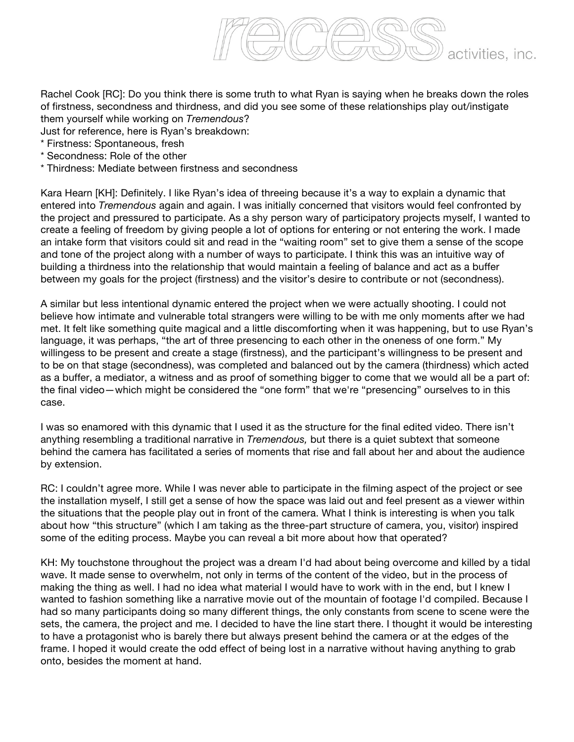Rachel Cook [RC]: Do you think there is some truth to what Ryan is saying when he breaks down the roles of firstness, secondness and thirdness, and did you see some of these relationships play out/instigate them yourself while working on *Tremendous*?

Just for reference, here is Ryan's breakdown:

* Firstness: Spontaneous, fresh
* Secondness: Role of the other
* Thirdness: Mediate between firstness and secondness

Kara Hearn [KH]: Definitely. I like Ryan's idea of threeing because it's a way to explain a dynamic that entered into *Tremendous* again and again. I was initially concerned that visitors would feel confronted by the project and pressured to participate. As a shy person wary of participatory projects myself, I wanted to create a feeling of freedom by giving people a lot of options for entering or not entering the work. I made an intake form that visitors could sit and read in the "waiting room" set to give them a sense of the scope and tone of the project along with a number of ways to participate. I think this was an intuitive way of building a thirdness into the relationship that would maintain a feeling of balance and act as a buffer between my goals for the project (firstness) and the visitor's desire to contribute or not (secondness).

A similar but less intentional dynamic entered the project when we were actually shooting. I could not believe how intimate and vulnerable total strangers were willing to be with me only moments after we had met. It felt like something quite magical and a little discomforting when it was happening, but to use Ryan's language, it was perhaps, "the art of three presencing to each other in the oneness of one form." My willingness to be present and create a stage (firstness), and the participant's willingness to be present and to be on that stage (secondness), was completed and balanced out by the camera (thirdness) which acted as a buffer, a mediator, a witness and as proof of something bigger to come that we would all be a part of: the final video—which might be considered the "one form" that we're "presencing" ourselves to in this case.

I was so enamored with this dynamic that I used it as the structure for the final edited video. There isn't anything resembling a traditional narrative in *Tremendous,* but there is a quiet subtext that someone behind the camera has facilitated a series of moments that rise and fall about her and about the audience by extension.

RC: I couldn't agree more. While I was never able to participate in the filming aspect of the project or see the installation myself, I still get a sense of how the space was laid out and feel present as a viewer within the situations that the people play out in front of the camera. What I think is interesting is when you talk about how "this structure" (which I am taking as the three-part structure of camera, you, visitor) inspired some of the editing process. Maybe you can reveal a bit more about how that operated?

KH: My touchstone throughout the project was a dream I'd had about being overcome and killed by a tidal wave. It made sense to overwhelm, not only in terms of the content of the video, but in the process of making the thing as well. I had no idea what material I would have to work with in the end, but I knew I wanted to fashion something like a narrative movie out of the mountain of footage I'd compiled. Because I had so many participants doing so many different things, the only constants from scene to scene were the sets, the camera, the project and me. I decided to have the line start there. I thought it would be interesting to have a protagonist who is barely there but always present behind the camera or at the edges of the frame. I hoped it would create the odd effect of being lost in a narrative without having anything to grab onto, besides the moment at hand.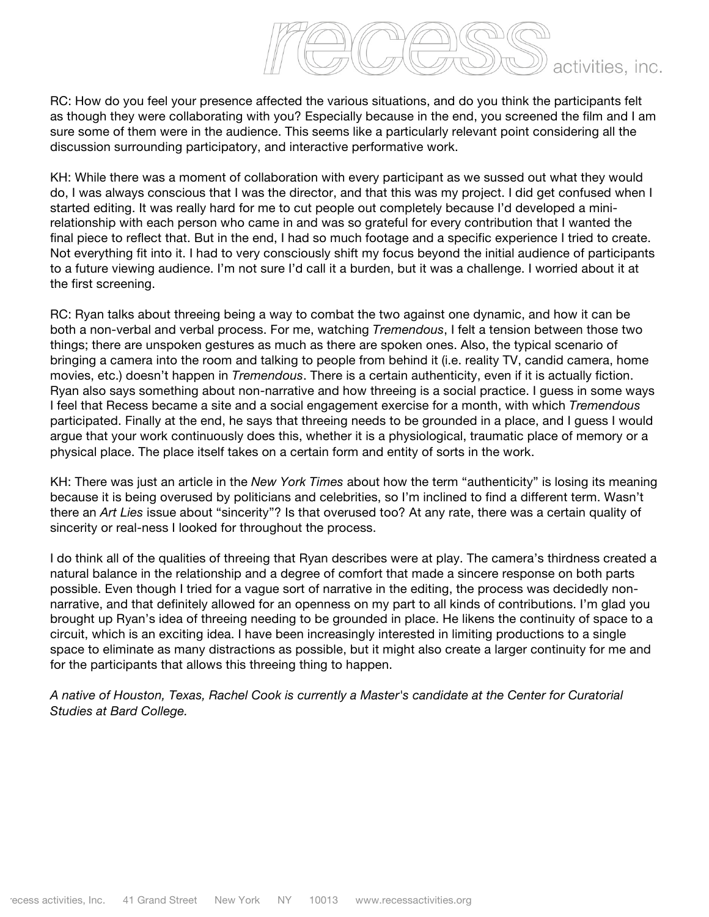RC: How do you feel your presence affected the various situations, and do you think the participants felt as though they were collaborating with you? Especially because in the end, you screened the film and I am sure some of them were in the audience. This seems like a particularly relevant point considering all the discussion surrounding participatory, and interactive performative work.

KH: While there was a moment of collaboration with every participant as we sussed out what they would do, I was always conscious that I was the director, and that this was my project. I did get confused when I started editing. It was really hard for me to cut people out completely because I'd developed a mini-relationship with each person who came in and was so grateful for every contribution that I wanted the final piece to reflect that. But in the end, I had so much footage and a specific experience I tried to create. Not everything fit into it. I had to very consciously shift my focus beyond the initial audience of participants to a future viewing audience. I'm not sure I'd call it a burden, but it was a challenge. I worried about it at the first screening.

RC: Ryan talks about threeing being a way to combat the two against one dynamic, and how it can be both a non-verbal and verbal process. For me, watching *Tremendous*, I felt a tension between those two things; there are unspoken gestures as much as there are spoken ones. Also, the typical scenario of bringing a camera into the room and talking to people from behind it (i.e. reality TV, candid camera, home movies, etc.) doesn't happen in *Tremendous*. There is a certain authenticity, even if it is actually fiction. Ryan also says something about non-narrative and how threeing is a social practice. I guess in some ways I feel that Recess became a site and a social engagement exercise for a month, with which *Tremendous* participated. Finally at the end, he says that threeing needs to be grounded in a place, and I guess I would argue that your work continuously does this, whether it is a physiological, traumatic place of memory or a physical place. The place itself takes on a certain form and entity of sorts in the work.

KH: There was just an article in the *New York Times* about how the term "authenticity" is losing its meaning because it is being overused by politicians and celebrities, so I'm inclined to find a different term. Wasn't there an *Art Lies* issue about "sincerity"? Is that overused too? At any rate, there was a certain quality of sincerity or real-ness I looked for throughout the process.

I do think all of the qualities of threeing that Ryan describes were at play. The camera's thirdness created a natural balance in the relationship and a degree of comfort that made a sincere response on both parts possible. Even though I tried for a vague sort of narrative in the editing, the process was decidedly non-narrative, and that definitely allowed for an openness on my part to all kinds of contributions. I'm glad you brought up Ryan's idea of threeing needing to be grounded in place. He likens the continuity of space to a circuit, which is an exciting idea. I have been increasingly interested in limiting productions to a single space to eliminate as many distractions as possible, but it might also create a larger continuity for me and for the participants that allows this threeing thing to happen.

*A native of Houston, Texas, Rachel Cook is currently a Master's candidate at the Center for Curatorial Studies at Bard College.*